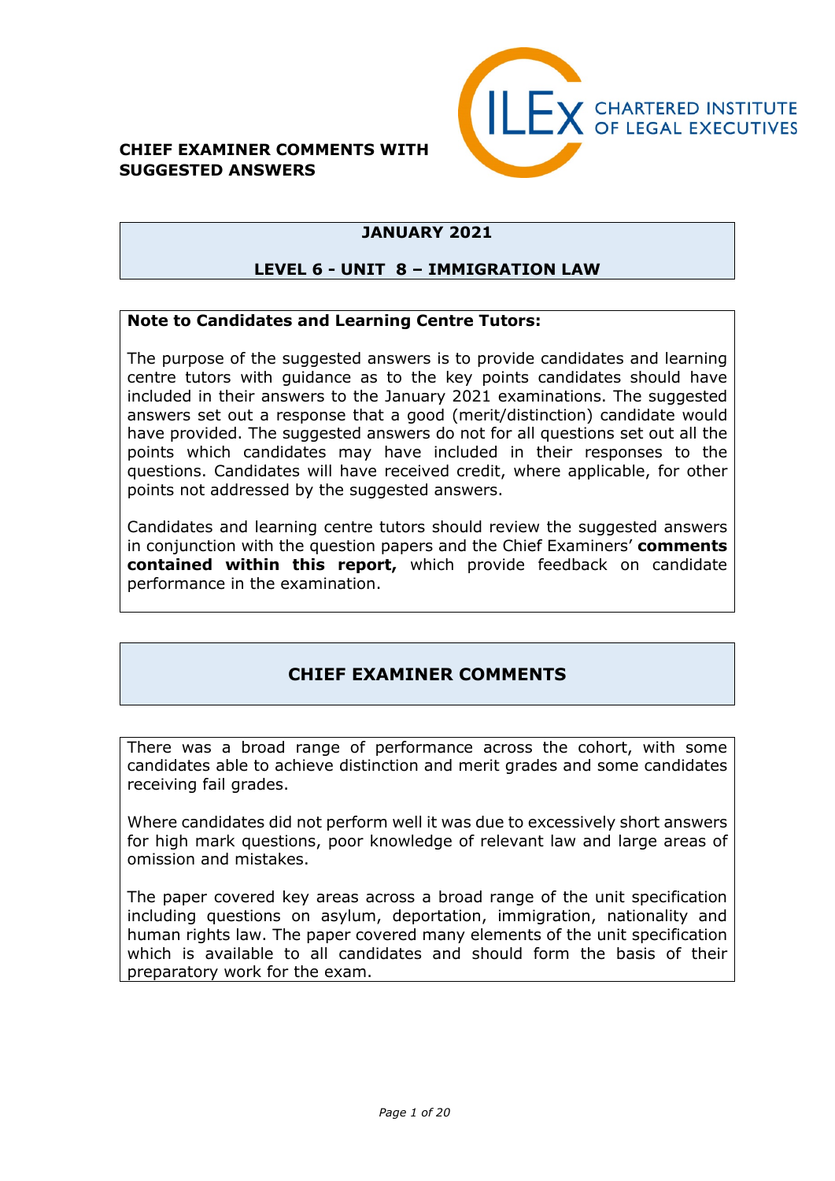**CHIEF EXAMINER COMMENTS WITH SUGGESTED ANSWERS**

CHARTERED INSTITUTE OF LEGAL EXECUTIVES

## JANUARY 2021

## LEVEL 6 - UNIT 8 – IMMIGRATION LAW

**Note to Candidates and Learning Centre Tutors:**

The purpose of the suggested answers is to provide candidates and learning centre tutors with guidance as to the key points candidates should have included in their answers to the January 2021 examinations. The suggested answers set out a response that a good (merit/distinction) candidate would have provided. The suggested answers do not for all questions set out all the points which candidates may have included in their responses to the questions. Candidates will have received credit, where applicable, for other points not addressed by the suggested answers.

Candidates and learning centre tutors should review the suggested answers in conjunction with the question papers and the Chief Examiners' **comments contained within this report,** which provide feedback on candidate performance in the examination.

## CHIEF EXAMINER COMMENTS

There was a broad range of performance across the cohort, with some candidates able to achieve distinction and merit grades and some candidates receiving fail grades.

Where candidates did not perform well it was due to excessively short answers for high mark questions, poor knowledge of relevant law and large areas of omission and mistakes.

The paper covered key areas across a broad range of the unit specification including questions on asylum, deportation, immigration, nationality and human rights law. The paper covered many elements of the unit specification which is available to all candidates and should form the basis of their preparatory work for the exam.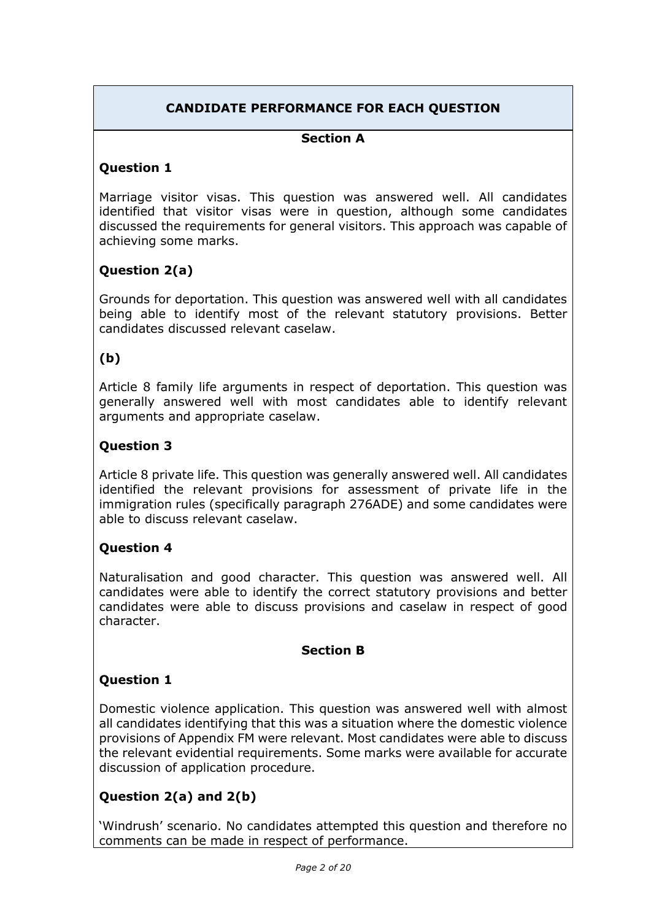## CANDIDATE PERFORMANCE FOR EACH QUESTION

### Section A

#### Question 1

Marriage visitor visas. This question was answered well. All candidates identified that visitor visas were in question, although some candidates discussed the requirements for general visitors. This approach was capable of achieving some marks.

#### Question 2(a)

Grounds for deportation. This question was answered well with all candidates being able to identify most of the relevant statutory provisions. Better candidates discussed relevant caselaw.

#### (b)

Article 8 family life arguments in respect of deportation. This question was generally answered well with most candidates able to identify relevant arguments and appropriate caselaw.

#### Question 3

Article 8 private life. This question was generally answered well. All candidates identified the relevant provisions for assessment of private life in the immigration rules (specifically paragraph 276ADE) and some candidates were able to discuss relevant caselaw.

#### Question 4

Naturalisation and good character. This question was answered well. All candidates were able to identify the correct statutory provisions and better candidates were able to discuss provisions and caselaw in respect of good character.

### Section B

#### Question 1

Domestic violence application. This question was answered well with almost all candidates identifying that this was a situation where the domestic violence provisions of Appendix FM were relevant. Most candidates were able to discuss the relevant evidential requirements. Some marks were available for accurate discussion of application procedure.

#### Question 2(a) and 2(b)

'Windrush' scenario. No candidates attempted this question and therefore no comments can be made in respect of performance.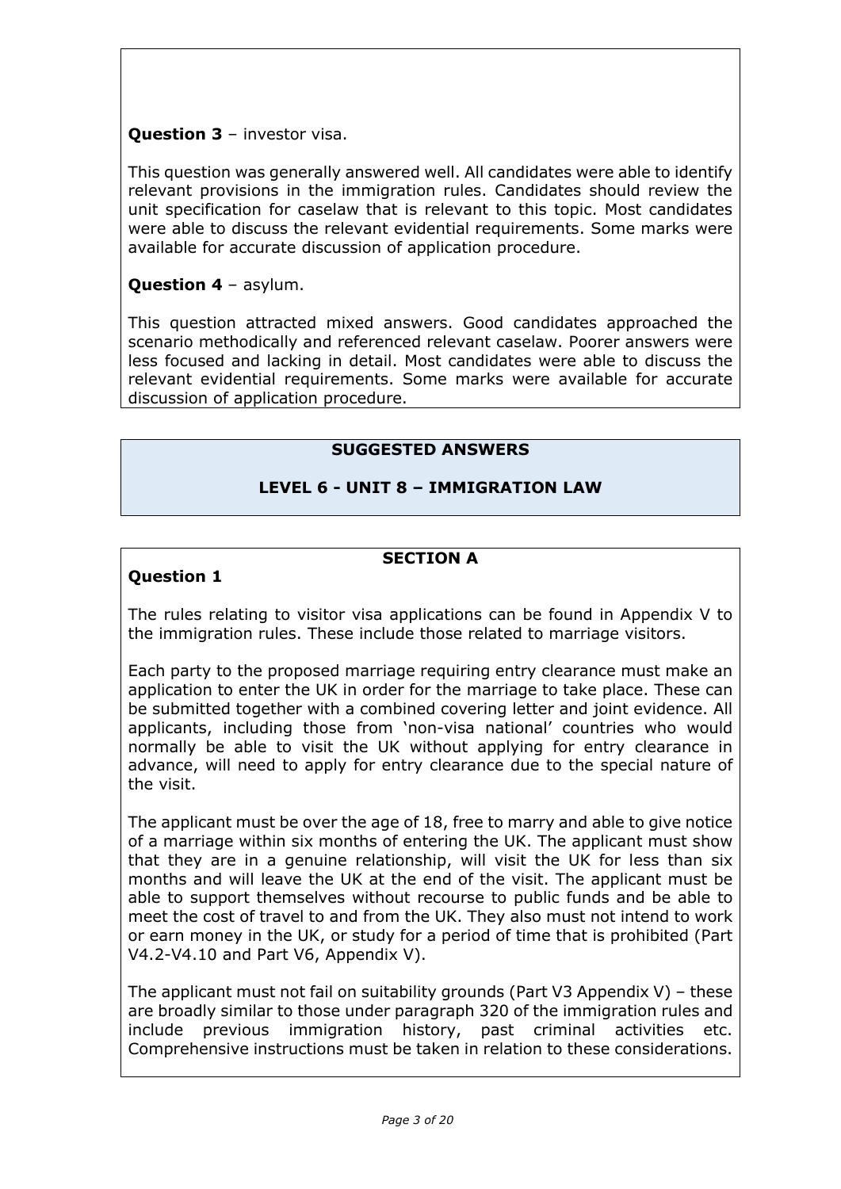**Question 3** – investor visa.

This question was generally answered well. All candidates were able to identify relevant provisions in the immigration rules. Candidates should review the unit specification for caselaw that is relevant to this topic. Most candidates were able to discuss the relevant evidential requirements. Some marks were available for accurate discussion of application procedure.

**Question 4** – asylum.

This question attracted mixed answers. Good candidates approached the scenario methodically and referenced relevant caselaw. Poorer answers were less focused and lacking in detail. Most candidates were able to discuss the relevant evidential requirements. Some marks were available for accurate discussion of application procedure.

## SUGGESTED ANSWERS

## LEVEL 6 - UNIT 8 – IMMIGRATION LAW

### SECTION A

**Question 1**

The rules relating to visitor visa applications can be found in Appendix V to the immigration rules. These include those related to marriage visitors.

Each party to the proposed marriage requiring entry clearance must make an application to enter the UK in order for the marriage to take place. These can be submitted together with a combined covering letter and joint evidence. All applicants, including those from 'non-visa national' countries who would normally be able to visit the UK without applying for entry clearance in advance, will need to apply for entry clearance due to the special nature of the visit.

The applicant must be over the age of 18, free to marry and able to give notice of a marriage within six months of entering the UK. The applicant must show that they are in a genuine relationship, will visit the UK for less than six months and will leave the UK at the end of the visit. The applicant must be able to support themselves without recourse to public funds and be able to meet the cost of travel to and from the UK. They also must not intend to work or earn money in the UK, or study for a period of time that is prohibited (Part V4.2-V4.10 and Part V6, Appendix V).

The applicant must not fail on suitability grounds (Part V3 Appendix V) – these are broadly similar to those under paragraph 320 of the immigration rules and include previous immigration history, past criminal activities etc. Comprehensive instructions must be taken in relation to these considerations.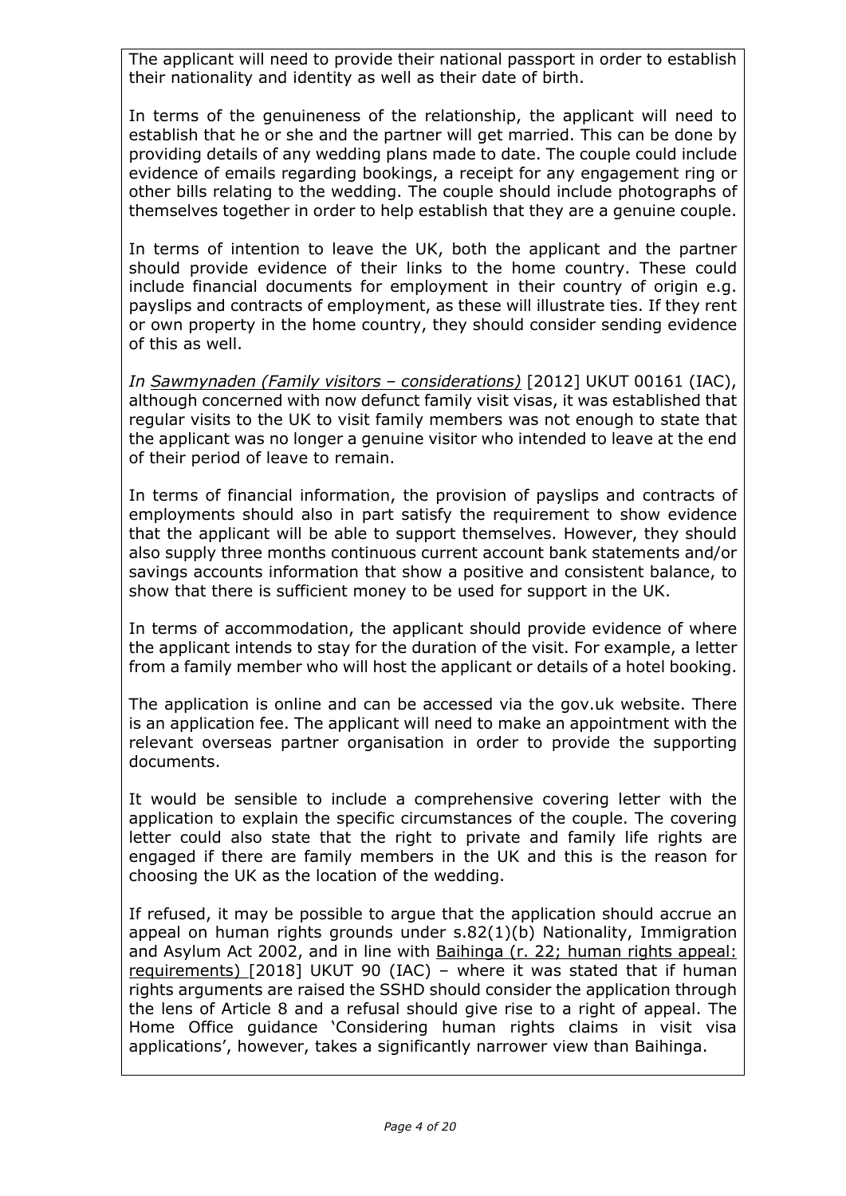The applicant will need to provide their national passport in order to establish their nationality and identity as well as their date of birth.

In terms of the genuineness of the relationship, the applicant will need to establish that he or she and the partner will get married. This can be done by providing details of any wedding plans made to date. The couple could include evidence of emails regarding bookings, a receipt for any engagement ring or other bills relating to the wedding. The couple should include photographs of themselves together in order to help establish that they are a genuine couple.

In terms of intention to leave the UK, both the applicant and the partner should provide evidence of their links to the home country. These could include financial documents for employment in their country of origin e.g. payslips and contracts of employment, as these will illustrate ties. If they rent or own property in the home country, they should consider sending evidence of this as well.

*In Sawmynaden (Family visitors – considerations)* [2012] UKUT 00161 (IAC), although concerned with now defunct family visit visas, it was established that regular visits to the UK to visit family members was not enough to state that the applicant was no longer a genuine visitor who intended to leave at the end of their period of leave to remain.

In terms of financial information, the provision of payslips and contracts of employments should also in part satisfy the requirement to show evidence that the applicant will be able to support themselves. However, they should also supply three months continuous current account bank statements and/or savings accounts information that show a positive and consistent balance, to show that there is sufficient money to be used for support in the UK.

In terms of accommodation, the applicant should provide evidence of where the applicant intends to stay for the duration of the visit. For example, a letter from a family member who will host the applicant or details of a hotel booking.

The application is online and can be accessed via the gov.uk website. There is an application fee. The applicant will need to make an appointment with the relevant overseas partner organisation in order to provide the supporting documents.

It would be sensible to include a comprehensive covering letter with the application to explain the specific circumstances of the couple. The covering letter could also state that the right to private and family life rights are engaged if there are family members in the UK and this is the reason for choosing the UK as the location of the wedding.

If refused, it may be possible to argue that the application should accrue an appeal on human rights grounds under s.82(1)(b) Nationality, Immigration and Asylum Act 2002, and in line with Baihinga (r. 22; human rights appeal: requirements) [2018] UKUT 90 (IAC) – where it was stated that if human rights arguments are raised the SSHD should consider the application through the lens of Article 8 and a refusal should give rise to a right of appeal. The Home Office guidance 'Considering human rights claims in visit visa applications', however, takes a significantly narrower view than Baihinga.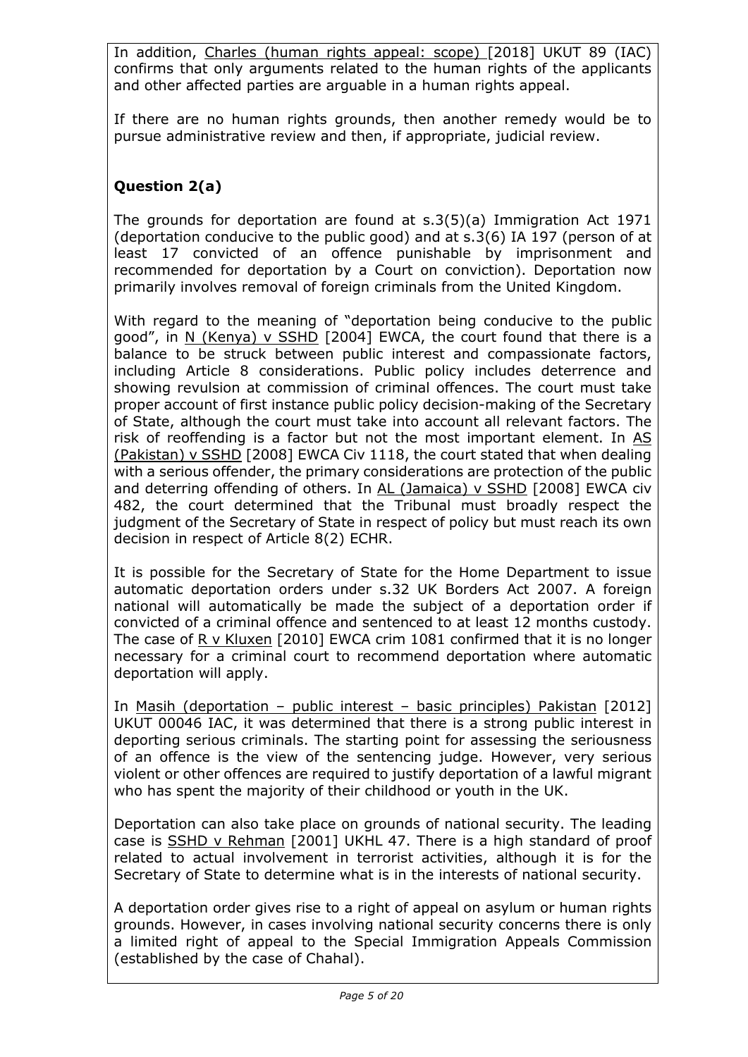In addition, Charles (human rights appeal: scope) [2018] UKUT 89 (IAC) confirms that only arguments related to the human rights of the applicants and other affected parties are arguable in a human rights appeal.

If there are no human rights grounds, then another remedy would be to pursue administrative review and then, if appropriate, judicial review.

## Question 2(a)

The grounds for deportation are found at s.3(5)(a) Immigration Act 1971 (deportation conducive to the public good) and at s.3(6) IA 197 (person of at least 17 convicted of an offence punishable by imprisonment and recommended for deportation by a Court on conviction). Deportation now primarily involves removal of foreign criminals from the United Kingdom.

With regard to the meaning of "deportation being conducive to the public good", in N (Kenya) v SSHD [2004] EWCA, the court found that there is a balance to be struck between public interest and compassionate factors, including Article 8 considerations. Public policy includes deterrence and showing revulsion at commission of criminal offences. The court must take proper account of first instance public policy decision-making of the Secretary of State, although the court must take into account all relevant factors. The risk of reoffending is a factor but not the most important element. In AS (Pakistan) v SSHD [2008] EWCA Civ 1118, the court stated that when dealing with a serious offender, the primary considerations are protection of the public and deterring offending of others. In AL (Jamaica) v SSHD [2008] EWCA civ 482, the court determined that the Tribunal must broadly respect the judgment of the Secretary of State in respect of policy but must reach its own decision in respect of Article 8(2) ECHR.

It is possible for the Secretary of State for the Home Department to issue automatic deportation orders under s.32 UK Borders Act 2007. A foreign national will automatically be made the subject of a deportation order if convicted of a criminal offence and sentenced to at least 12 months custody. The case of R v Kluxen [2010] EWCA crim 1081 confirmed that it is no longer necessary for a criminal court to recommend deportation where automatic deportation will apply.

In Masih (deportation – public interest – basic principles) Pakistan [2012] UKUT 00046 IAC, it was determined that there is a strong public interest in deporting serious criminals. The starting point for assessing the seriousness of an offence is the view of the sentencing judge. However, very serious violent or other offences are required to justify deportation of a lawful migrant who has spent the majority of their childhood or youth in the UK.

Deportation can also take place on grounds of national security. The leading case is SSHD v Rehman [2001] UKHL 47. There is a high standard of proof related to actual involvement in terrorist activities, although it is for the Secretary of State to determine what is in the interests of national security.

A deportation order gives rise to a right of appeal on asylum or human rights grounds. However, in cases involving national security concerns there is only a limited right of appeal to the Special Immigration Appeals Commission (established by the case of Chahal).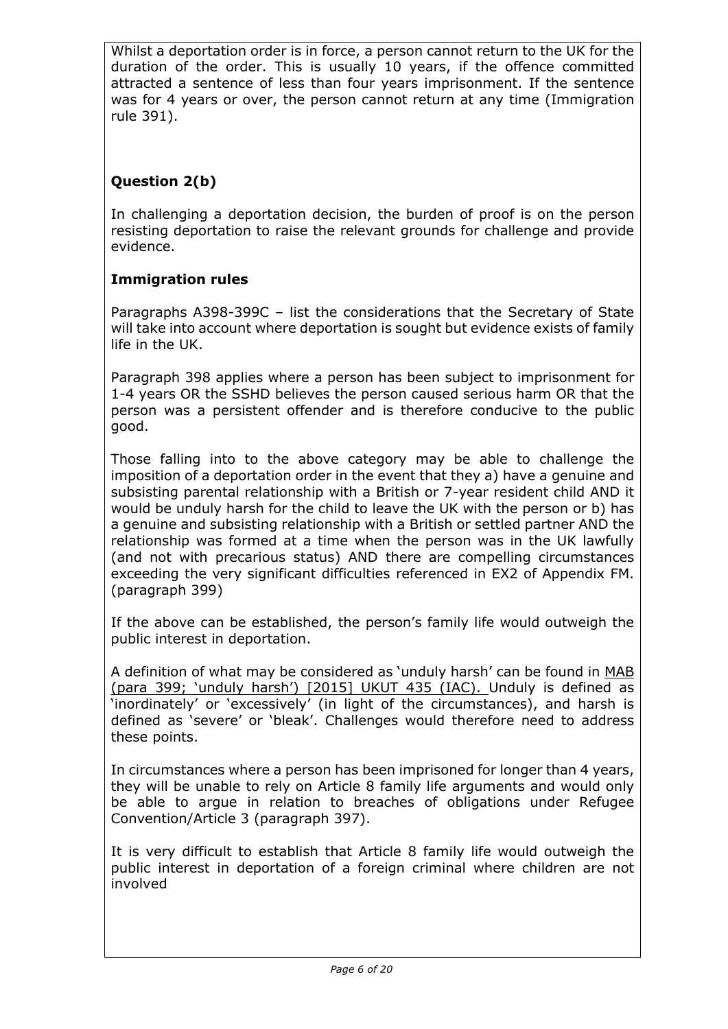Whilst a deportation order is in force, a person cannot return to the UK for the duration of the order. This is usually 10 years, if the offence committed attracted a sentence of less than four years imprisonment. If the sentence was for 4 years or over, the person cannot return at any time (Immigration rule 391).

## Question 2(b)

In challenging a deportation decision, the burden of proof is on the person resisting deportation to raise the relevant grounds for challenge and provide evidence.

### Immigration rules

Paragraphs A398-399C – list the considerations that the Secretary of State will take into account where deportation is sought but evidence exists of family life in the UK.

Paragraph 398 applies where a person has been subject to imprisonment for 1-4 years OR the SSHD believes the person caused serious harm OR that the person was a persistent offender and is therefore conducive to the public good.

Those falling into to the above category may be able to challenge the imposition of a deportation order in the event that they a) have a genuine and subsisting parental relationship with a British or 7-year resident child AND it would be unduly harsh for the child to leave the UK with the person or b) has a genuine and subsisting relationship with a British or settled partner AND the relationship was formed at a time when the person was in the UK lawfully (and not with precarious status) AND there are compelling circumstances exceeding the very significant difficulties referenced in EX2 of Appendix FM. (paragraph 399)

If the above can be established, the person's family life would outweigh the public interest in deportation.

A definition of what may be considered as 'unduly harsh' can be found in MAB (para 399; 'unduly harsh') [2015] UKUT 435 (IAC). Unduly is defined as 'inordinately' or 'excessively' (in light of the circumstances), and harsh is defined as 'severe' or 'bleak'. Challenges would therefore need to address these points.

In circumstances where a person has been imprisoned for longer than 4 years, they will be unable to rely on Article 8 family life arguments and would only be able to argue in relation to breaches of obligations under Refugee Convention/Article 3 (paragraph 397).

It is very difficult to establish that Article 8 family life would outweigh the public interest in deportation of a foreign criminal where children are not involved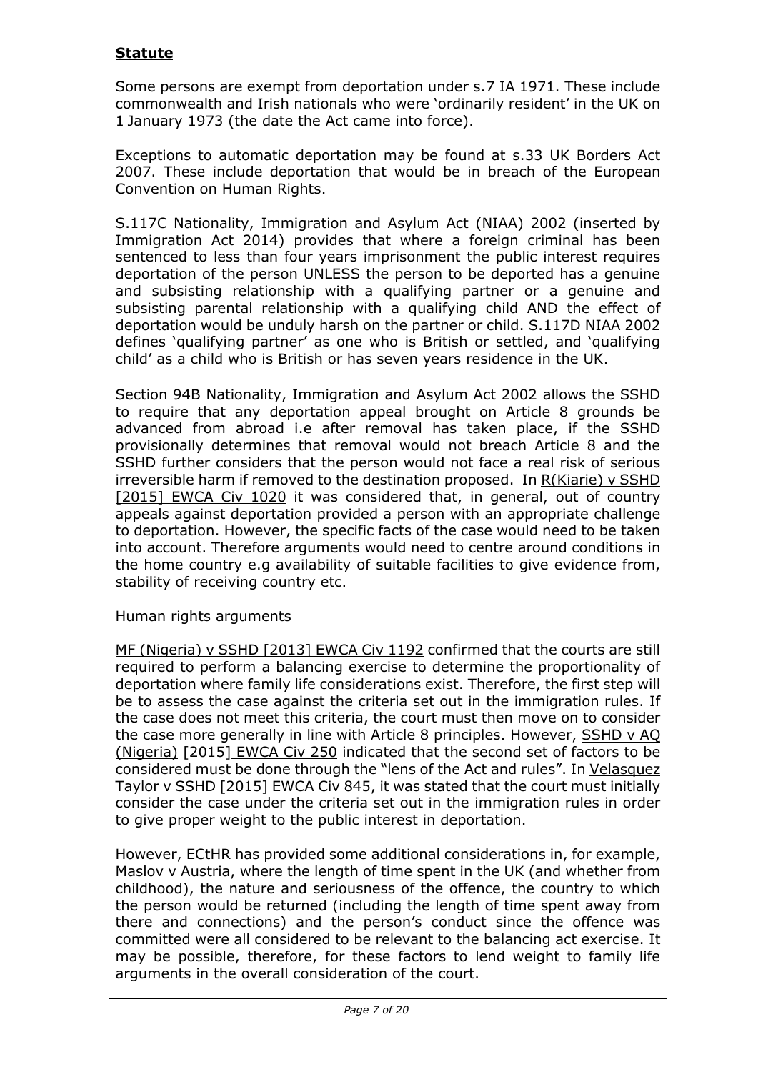**Statute**

Some persons are exempt from deportation under s.7 IA 1971. These include commonwealth and Irish nationals who were 'ordinarily resident' in the UK on 1 January 1973 (the date the Act came into force).

Exceptions to automatic deportation may be found at s.33 UK Borders Act 2007. These include deportation that would be in breach of the European Convention on Human Rights.

S.117C Nationality, Immigration and Asylum Act (NIAA) 2002 (inserted by Immigration Act 2014) provides that where a foreign criminal has been sentenced to less than four years imprisonment the public interest requires deportation of the person UNLESS the person to be deported has a genuine and subsisting relationship with a qualifying partner or a genuine and subsisting parental relationship with a qualifying child AND the effect of deportation would be unduly harsh on the partner or child. S.117D NIAA 2002 defines 'qualifying partner' as one who is British or settled, and 'qualifying child' as a child who is British or has seven years residence in the UK.

Section 94B Nationality, Immigration and Asylum Act 2002 allows the SSHD to require that any deportation appeal brought on Article 8 grounds be advanced from abroad i.e after removal has taken place, if the SSHD provisionally determines that removal would not breach Article 8 and the SSHD further considers that the person would not face a real risk of serious irreversible harm if removed to the destination proposed. In R(Kiarie) v SSHD [2015] EWCA Civ 1020 it was considered that, in general, out of country appeals against deportation provided a person with an appropriate challenge to deportation. However, the specific facts of the case would need to be taken into account. Therefore arguments would need to centre around conditions in the home country e.g availability of suitable facilities to give evidence from, stability of receiving country etc.

Human rights arguments

MF (Nigeria) v SSHD [2013] EWCA Civ 1192 confirmed that the courts are still required to perform a balancing exercise to determine the proportionality of deportation where family life considerations exist. Therefore, the first step will be to assess the case against the criteria set out in the immigration rules. If the case does not meet this criteria, the court must then move on to consider the case more generally in line with Article 8 principles. However, SSHD v AQ (Nigeria) [2015] EWCA Civ 250 indicated that the second set of factors to be considered must be done through the "lens of the Act and rules". In Velasquez Taylor v SSHD [2015] EWCA Civ 845, it was stated that the court must initially consider the case under the criteria set out in the immigration rules in order to give proper weight to the public interest in deportation.

However, ECtHR has provided some additional considerations in, for example, Maslov v Austria, where the length of time spent in the UK (and whether from childhood), the nature and seriousness of the offence, the country to which the person would be returned (including the length of time spent away from there and connections) and the person's conduct since the offence was committed were all considered to be relevant to the balancing act exercise. It may be possible, therefore, for these factors to lend weight to family life arguments in the overall consideration of the court.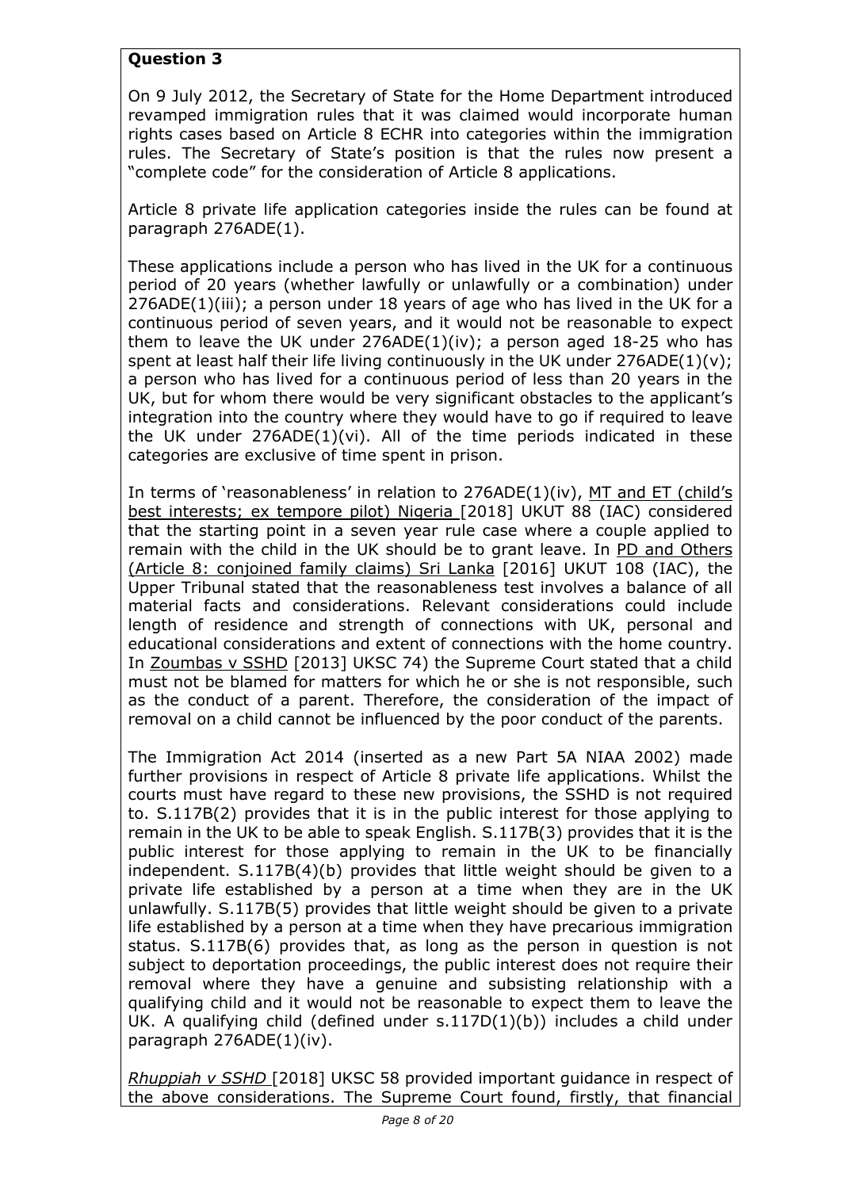**Question 3**

On 9 July 2012, the Secretary of State for the Home Department introduced revamped immigration rules that it was claimed would incorporate human rights cases based on Article 8 ECHR into categories within the immigration rules. The Secretary of State's position is that the rules now present a "complete code" for the consideration of Article 8 applications.

Article 8 private life application categories inside the rules can be found at paragraph 276ADE(1).

These applications include a person who has lived in the UK for a continuous period of 20 years (whether lawfully or unlawfully or a combination) under 276ADE(1)(iii); a person under 18 years of age who has lived in the UK for a continuous period of seven years, and it would not be reasonable to expect them to leave the UK under 276ADE(1)(iv); a person aged 18-25 who has spent at least half their life living continuously in the UK under 276ADE(1)(v); a person who has lived for a continuous period of less than 20 years in the UK, but for whom there would be very significant obstacles to the applicant's integration into the country where they would have to go if required to leave the UK under 276ADE(1)(vi). All of the time periods indicated in these categories are exclusive of time spent in prison.

In terms of 'reasonableness' in relation to 276ADE(1)(iv), MT and ET (child's best interests; ex tempore pilot) Nigeria [2018] UKUT 88 (IAC) considered that the starting point in a seven year rule case where a couple applied to remain with the child in the UK should be to grant leave. In PD and Others (Article 8: conjoined family claims) Sri Lanka [2016] UKUT 108 (IAC), the Upper Tribunal stated that the reasonableness test involves a balance of all material facts and considerations. Relevant considerations could include length of residence and strength of connections with UK, personal and educational considerations and extent of connections with the home country. In Zoumbas v SSHD [2013] UKSC 74) the Supreme Court stated that a child must not be blamed for matters for which he or she is not responsible, such as the conduct of a parent. Therefore, the consideration of the impact of removal on a child cannot be influenced by the poor conduct of the parents.

The Immigration Act 2014 (inserted as a new Part 5A NIAA 2002) made further provisions in respect of Article 8 private life applications. Whilst the courts must have regard to these new provisions, the SSHD is not required to. S.117B(2) provides that it is in the public interest for those applying to remain in the UK to be able to speak English. S.117B(3) provides that it is the public interest for those applying to remain in the UK to be financially independent. S.117B(4)(b) provides that little weight should be given to a private life established by a person at a time when they are in the UK unlawfully. S.117B(5) provides that little weight should be given to a private life established by a person at a time when they have precarious immigration status. S.117B(6) provides that, as long as the person in question is not subject to deportation proceedings, the public interest does not require their removal where they have a genuine and subsisting relationship with a qualifying child and it would not be reasonable to expect them to leave the UK. A qualifying child (defined under s.117D(1)(b)) includes a child under paragraph 276ADE(1)(iv).

*Rhuppiah v SSHD* [2018] UKSC 58 provided important guidance in respect of the above considerations. The Supreme Court found, firstly, that financial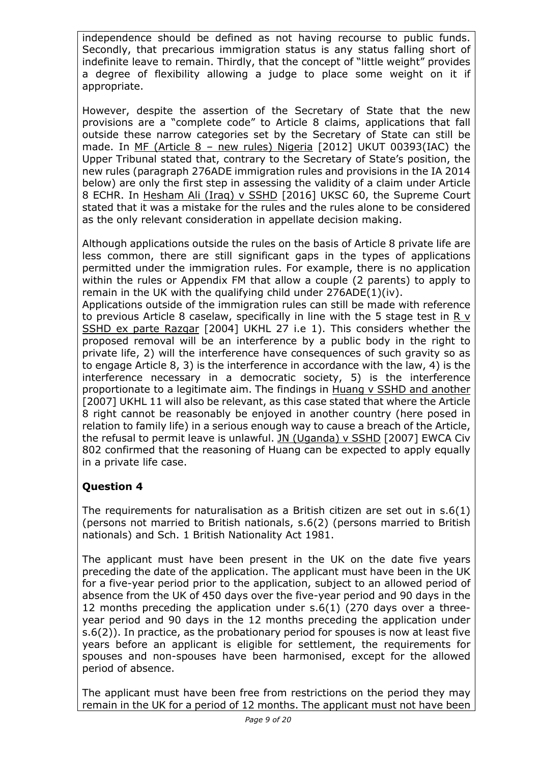independence should be defined as not having recourse to public funds. Secondly, that precarious immigration status is any status falling short of indefinite leave to remain. Thirdly, that the concept of "little weight" provides a degree of flexibility allowing a judge to place some weight on it if appropriate.

However, despite the assertion of the Secretary of State that the new provisions are a "complete code" to Article 8 claims, applications that fall outside these narrow categories set by the Secretary of State can still be made. In MF (Article 8 – new rules) Nigeria [2012] UKUT 00393(IAC) the Upper Tribunal stated that, contrary to the Secretary of State's position, the new rules (paragraph 276ADE immigration rules and provisions in the IA 2014 below) are only the first step in assessing the validity of a claim under Article 8 ECHR. In Hesham Ali (Iraq) v SSHD [2016] UKSC 60, the Supreme Court stated that it was a mistake for the rules and the rules alone to be considered as the only relevant consideration in appellate decision making.

Although applications outside the rules on the basis of Article 8 private life are less common, there are still significant gaps in the types of applications permitted under the immigration rules. For example, there is no application within the rules or Appendix FM that allow a couple (2 parents) to apply to remain in the UK with the qualifying child under 276ADE(1)(iv).
Applications outside of the immigration rules can still be made with reference to previous Article 8 caselaw, specifically in line with the 5 stage test in R v SSHD ex parte Razgar [2004] UKHL 27 i.e 1). This considers whether the proposed removal will be an interference by a public body in the right to private life, 2) will the interference have consequences of such gravity so as to engage Article 8, 3) is the interference in accordance with the law, 4) is the interference necessary in a democratic society, 5) is the interference proportionate to a legitimate aim. The findings in Huang v SSHD and another [2007] UKHL 11 will also be relevant, as this case stated that where the Article 8 right cannot be reasonably be enjoyed in another country (here posed in relation to family life) in a serious enough way to cause a breach of the Article, the refusal to permit leave is unlawful. JN (Uganda) v SSHD [2007] EWCA Civ 802 confirmed that the reasoning of Huang can be expected to apply equally in a private life case.

## Question 4

The requirements for naturalisation as a British citizen are set out in s.6(1) (persons not married to British nationals, s.6(2) (persons married to British nationals) and Sch. 1 British Nationality Act 1981.

The applicant must have been present in the UK on the date five years preceding the date of the application. The applicant must have been in the UK for a five-year period prior to the application, subject to an allowed period of absence from the UK of 450 days over the five-year period and 90 days in the 12 months preceding the application under s.6(1) (270 days over a three-year period and 90 days in the 12 months preceding the application under s.6(2)). In practice, as the probationary period for spouses is now at least five years before an applicant is eligible for settlement, the requirements for spouses and non-spouses have been harmonised, except for the allowed period of absence.

The applicant must have been free from restrictions on the period they may remain in the UK for a period of 12 months. The applicant must not have been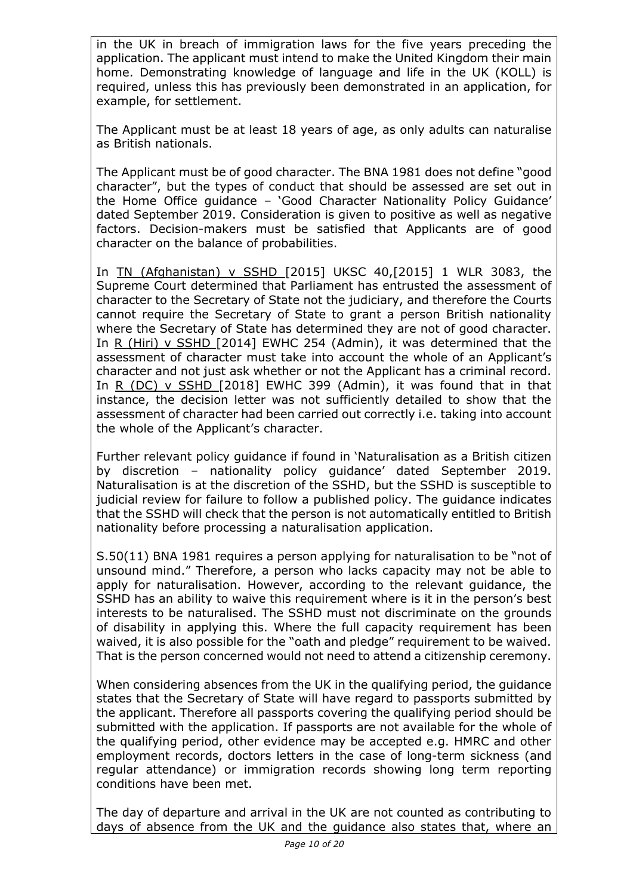in the UK in breach of immigration laws for the five years preceding the application. The applicant must intend to make the United Kingdom their main home. Demonstrating knowledge of language and life in the UK (KOLL) is required, unless this has previously been demonstrated in an application, for example, for settlement.

The Applicant must be at least 18 years of age, as only adults can naturalise as British nationals.

The Applicant must be of good character. The BNA 1981 does not define "good character", but the types of conduct that should be assessed are set out in the Home Office guidance – 'Good Character Nationality Policy Guidance' dated September 2019. Consideration is given to positive as well as negative factors. Decision-makers must be satisfied that Applicants are of good character on the balance of probabilities.

In <u>TN (Afghanistan) v SSHD</u> [2015] UKSC 40,[2015] 1 WLR 3083, the Supreme Court determined that Parliament has entrusted the assessment of character to the Secretary of State not the judiciary, and therefore the Courts cannot require the Secretary of State to grant a person British nationality where the Secretary of State has determined they are not of good character. In <u>R (Hiri) v SSHD</u> [2014] EWHC 254 (Admin), it was determined that the assessment of character must take into account the whole of an Applicant's character and not just ask whether or not the Applicant has a criminal record. In <u>R (DC) v SSHD</u> [2018] EWHC 399 (Admin), it was found that in that instance, the decision letter was not sufficiently detailed to show that the assessment of character had been carried out correctly i.e. taking into account the whole of the Applicant's character.

Further relevant policy guidance if found in 'Naturalisation as a British citizen by discretion – nationality policy guidance' dated September 2019. Naturalisation is at the discretion of the SSHD, but the SSHD is susceptible to judicial review for failure to follow a published policy. The guidance indicates that the SSHD will check that the person is not automatically entitled to British nationality before processing a naturalisation application.

S.50(11) BNA 1981 requires a person applying for naturalisation to be "not of unsound mind." Therefore, a person who lacks capacity may not be able to apply for naturalisation. However, according to the relevant guidance, the SSHD has an ability to waive this requirement where is it in the person's best interests to be naturalised. The SSHD must not discriminate on the grounds of disability in applying this. Where the full capacity requirement has been waived, it is also possible for the "oath and pledge" requirement to be waived. That is the person concerned would not need to attend a citizenship ceremony.

When considering absences from the UK in the qualifying period, the guidance states that the Secretary of State will have regard to passports submitted by the applicant. Therefore all passports covering the qualifying period should be submitted with the application. If passports are not available for the whole of the qualifying period, other evidence may be accepted e.g. HMRC and other employment records, doctors letters in the case of long-term sickness (and regular attendance) or immigration records showing long term reporting conditions have been met.

The day of departure and arrival in the UK are not counted as contributing to days of absence from the UK and the guidance also states that, where an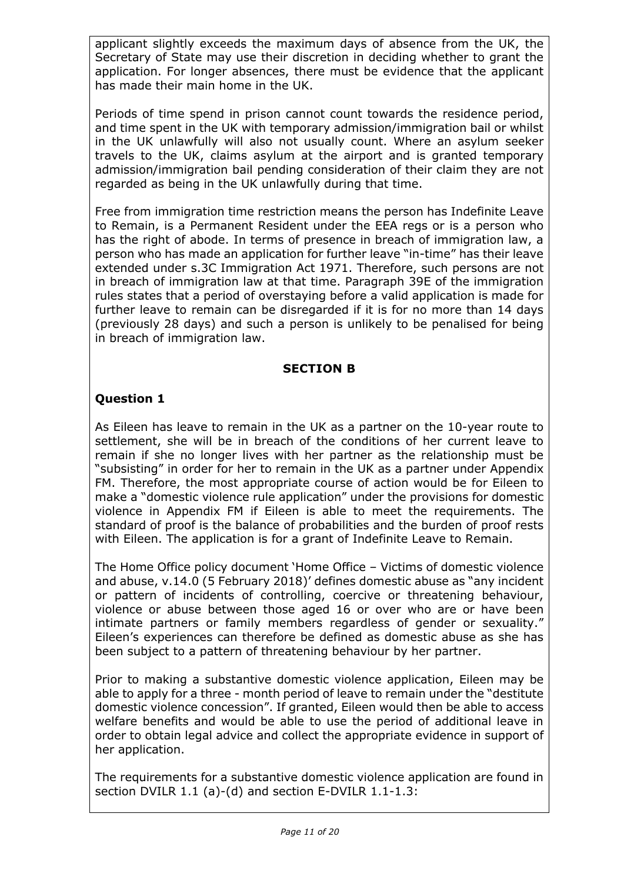applicant slightly exceeds the maximum days of absence from the UK, the Secretary of State may use their discretion in deciding whether to grant the application. For longer absences, there must be evidence that the applicant has made their main home in the UK.

Periods of time spend in prison cannot count towards the residence period, and time spent in the UK with temporary admission/immigration bail or whilst in the UK unlawfully will also not usually count. Where an asylum seeker travels to the UK, claims asylum at the airport and is granted temporary admission/immigration bail pending consideration of their claim they are not regarded as being in the UK unlawfully during that time.

Free from immigration time restriction means the person has Indefinite Leave to Remain, is a Permanent Resident under the EEA regs or is a person who has the right of abode. In terms of presence in breach of immigration law, a person who has made an application for further leave "in-time" has their leave extended under s.3C Immigration Act 1971. Therefore, such persons are not in breach of immigration law at that time. Paragraph 39E of the immigration rules states that a period of overstaying before a valid application is made for further leave to remain can be disregarded if it is for no more than 14 days (previously 28 days) and such a person is unlikely to be penalised for being in breach of immigration law.

## SECTION B

### Question 1

As Eileen has leave to remain in the UK as a partner on the 10-year route to settlement, she will be in breach of the conditions of her current leave to remain if she no longer lives with her partner as the relationship must be "subsisting" in order for her to remain in the UK as a partner under Appendix FM. Therefore, the most appropriate course of action would be for Eileen to make a "domestic violence rule application" under the provisions for domestic violence in Appendix FM if Eileen is able to meet the requirements. The standard of proof is the balance of probabilities and the burden of proof rests with Eileen. The application is for a grant of Indefinite Leave to Remain.

The Home Office policy document 'Home Office – Victims of domestic violence and abuse, v.14.0 (5 February 2018)' defines domestic abuse as "any incident or pattern of incidents of controlling, coercive or threatening behaviour, violence or abuse between those aged 16 or over who are or have been intimate partners or family members regardless of gender or sexuality." Eileen's experiences can therefore be defined as domestic abuse as she has been subject to a pattern of threatening behaviour by her partner.

Prior to making a substantive domestic violence application, Eileen may be able to apply for a three - month period of leave to remain under the "destitute domestic violence concession". If granted, Eileen would then be able to access welfare benefits and would be able to use the period of additional leave in order to obtain legal advice and collect the appropriate evidence in support of her application.

The requirements for a substantive domestic violence application are found in section DVILR 1.1 (a)-(d) and section E-DVILR 1.1-1.3: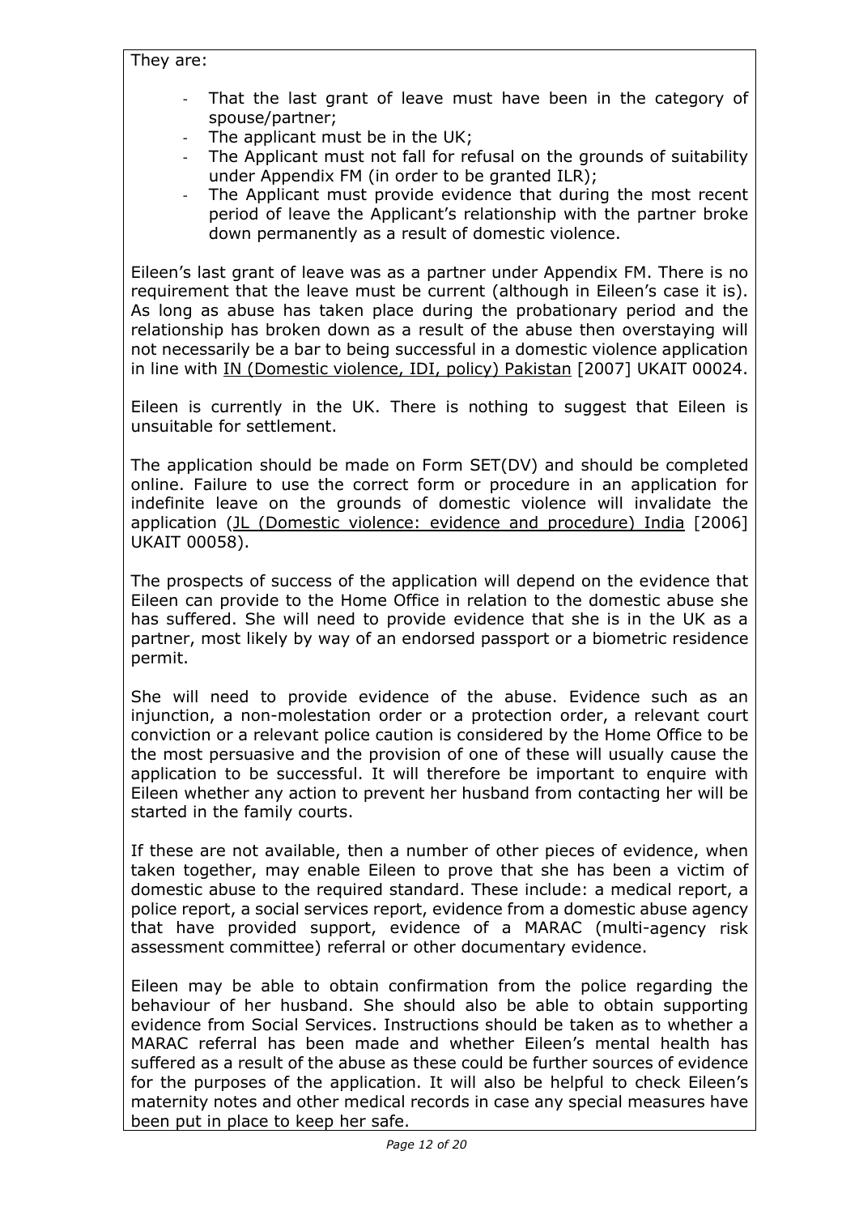They are:

- That the last grant of leave must have been in the category of spouse/partner;
- The applicant must be in the UK;
- The Applicant must not fall for refusal on the grounds of suitability under Appendix FM (in order to be granted ILR);
- The Applicant must provide evidence that during the most recent period of leave the Applicant's relationship with the partner broke down permanently as a result of domestic violence.

Eileen's last grant of leave was as a partner under Appendix FM. There is no requirement that the leave must be current (although in Eileen's case it is). As long as abuse has taken place during the probationary period and the relationship has broken down as a result of the abuse then overstaying will not necessarily be a bar to being successful in a domestic violence application in line with IN (Domestic violence, IDI, policy) Pakistan [2007] UKAIT 00024.

Eileen is currently in the UK. There is nothing to suggest that Eileen is unsuitable for settlement.

The application should be made on Form SET(DV) and should be completed online. Failure to use the correct form or procedure in an application for indefinite leave on the grounds of domestic violence will invalidate the application (JL (Domestic violence: evidence and procedure) India [2006] UKAIT 00058).

The prospects of success of the application will depend on the evidence that Eileen can provide to the Home Office in relation to the domestic abuse she has suffered. She will need to provide evidence that she is in the UK as a partner, most likely by way of an endorsed passport or a biometric residence permit.

She will need to provide evidence of the abuse. Evidence such as an injunction, a non-molestation order or a protection order, a relevant court conviction or a relevant police caution is considered by the Home Office to be the most persuasive and the provision of one of these will usually cause the application to be successful. It will therefore be important to enquire with Eileen whether any action to prevent her husband from contacting her will be started in the family courts.

If these are not available, then a number of other pieces of evidence, when taken together, may enable Eileen to prove that she has been a victim of domestic abuse to the required standard. These include: a medical report, a police report, a social services report, evidence from a domestic abuse agency that have provided support, evidence of a MARAC (multi-agency risk assessment committee) referral or other documentary evidence.

Eileen may be able to obtain confirmation from the police regarding the behaviour of her husband. She should also be able to obtain supporting evidence from Social Services. Instructions should be taken as to whether a MARAC referral has been made and whether Eileen's mental health has suffered as a result of the abuse as these could be further sources of evidence for the purposes of the application. It will also be helpful to check Eileen's maternity notes and other medical records in case any special measures have been put in place to keep her safe.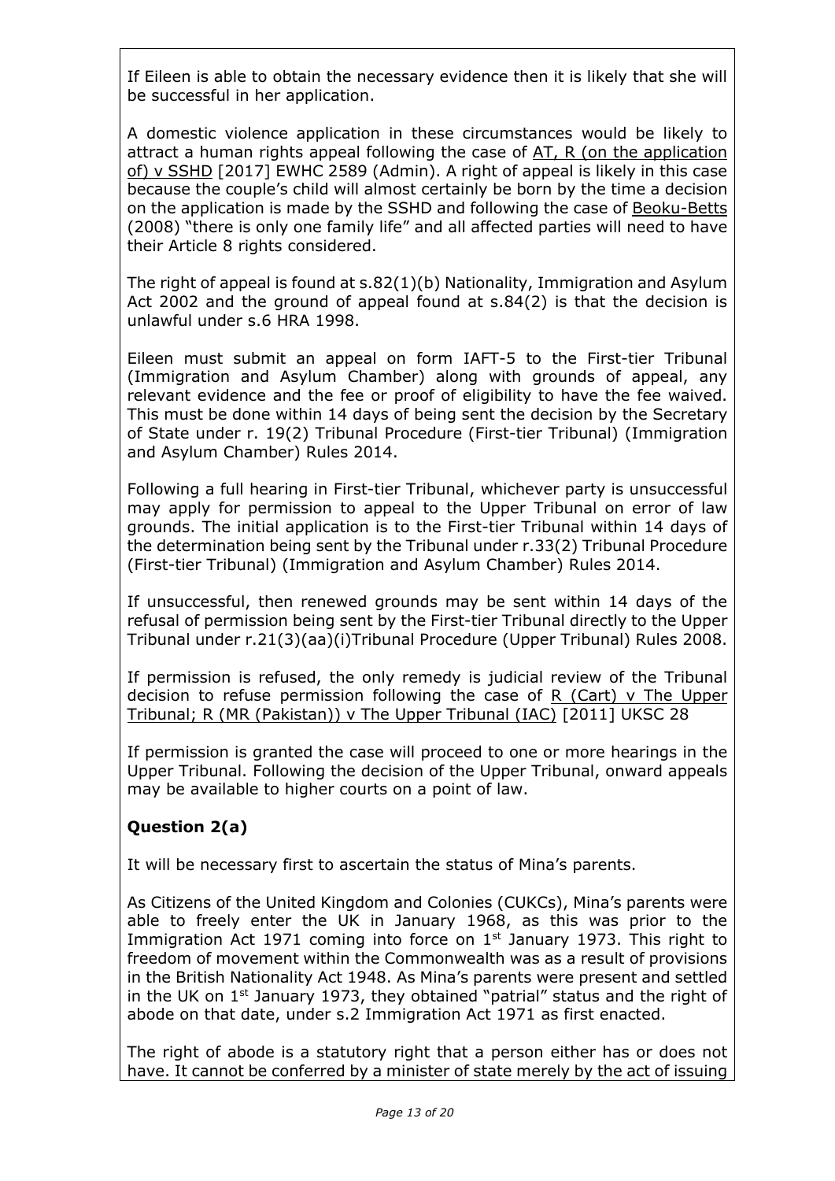If Eileen is able to obtain the necessary evidence then it is likely that she will be successful in her application.

A domestic violence application in these circumstances would be likely to attract a human rights appeal following the case of AT, R (on the application of) v SSHD [2017] EWHC 2589 (Admin). A right of appeal is likely in this case because the couple's child will almost certainly be born by the time a decision on the application is made by the SSHD and following the case of Beoku-Betts (2008) "there is only one family life" and all affected parties will need to have their Article 8 rights considered.

The right of appeal is found at s.82(1)(b) Nationality, Immigration and Asylum Act 2002 and the ground of appeal found at s.84(2) is that the decision is unlawful under s.6 HRA 1998.

Eileen must submit an appeal on form IAFT-5 to the First-tier Tribunal (Immigration and Asylum Chamber) along with grounds of appeal, any relevant evidence and the fee or proof of eligibility to have the fee waived. This must be done within 14 days of being sent the decision by the Secretary of State under r. 19(2) Tribunal Procedure (First-tier Tribunal) (Immigration and Asylum Chamber) Rules 2014.

Following a full hearing in First-tier Tribunal, whichever party is unsuccessful may apply for permission to appeal to the Upper Tribunal on error of law grounds. The initial application is to the First-tier Tribunal within 14 days of the determination being sent by the Tribunal under r.33(2) Tribunal Procedure (First-tier Tribunal) (Immigration and Asylum Chamber) Rules 2014.

If unsuccessful, then renewed grounds may be sent within 14 days of the refusal of permission being sent by the First-tier Tribunal directly to the Upper Tribunal under r.21(3)(aa)(i)Tribunal Procedure (Upper Tribunal) Rules 2008.

If permission is refused, the only remedy is judicial review of the Tribunal decision to refuse permission following the case of R (Cart) v The Upper Tribunal; R (MR (Pakistan)) v The Upper Tribunal (IAC) [2011] UKSC 28

If permission is granted the case will proceed to one or more hearings in the Upper Tribunal. Following the decision of the Upper Tribunal, onward appeals may be available to higher courts on a point of law.

## Question 2(a)

It will be necessary first to ascertain the status of Mina's parents.

As Citizens of the United Kingdom and Colonies (CUKCs), Mina's parents were able to freely enter the UK in January 1968, as this was prior to the Immigration Act 1971 coming into force on 1st January 1973. This right to freedom of movement within the Commonwealth was as a result of provisions in the British Nationality Act 1948. As Mina's parents were present and settled in the UK on 1st January 1973, they obtained "patrial" status and the right of abode on that date, under s.2 Immigration Act 1971 as first enacted.

The right of abode is a statutory right that a person either has or does not have. It cannot be conferred by a minister of state merely by the act of issuing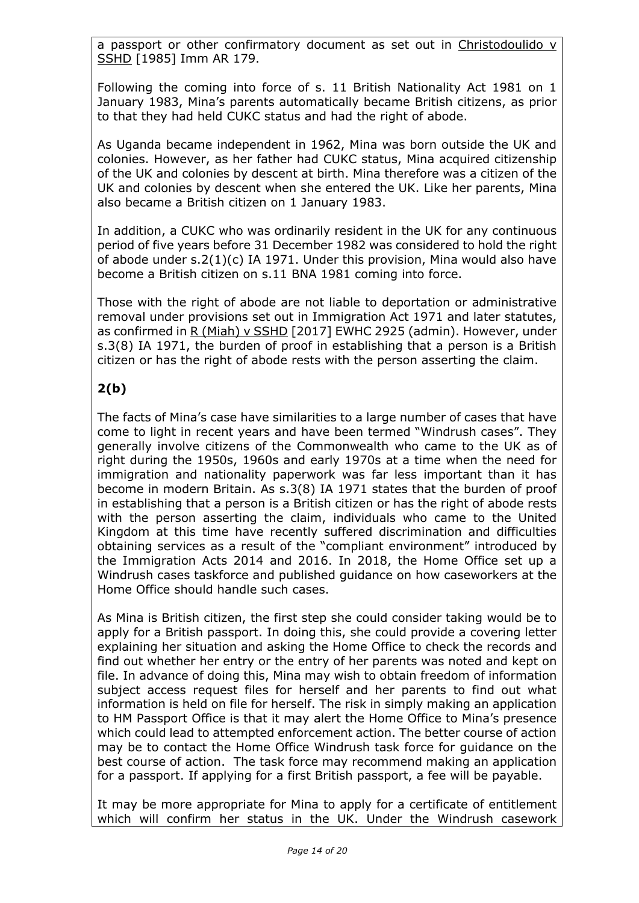a passport or other confirmatory document as set out in Christodoulido v SSHD [1985] Imm AR 179.

Following the coming into force of s. 11 British Nationality Act 1981 on 1 January 1983, Mina's parents automatically became British citizens, as prior to that they had held CUKC status and had the right of abode.

As Uganda became independent in 1962, Mina was born outside the UK and colonies. However, as her father had CUKC status, Mina acquired citizenship of the UK and colonies by descent at birth. Mina therefore was a citizen of the UK and colonies by descent when she entered the UK. Like her parents, Mina also became a British citizen on 1 January 1983.

In addition, a CUKC who was ordinarily resident in the UK for any continuous period of five years before 31 December 1982 was considered to hold the right of abode under s.2(1)(c) IA 1971. Under this provision, Mina would also have become a British citizen on s.11 BNA 1981 coming into force.

Those with the right of abode are not liable to deportation or administrative removal under provisions set out in Immigration Act 1971 and later statutes, as confirmed in R (Miah) v SSHD [2017] EWHC 2925 (admin). However, under s.3(8) IA 1971, the burden of proof in establishing that a person is a British citizen or has the right of abode rests with the person asserting the claim.

**2(b)**

The facts of Mina's case have similarities to a large number of cases that have come to light in recent years and have been termed "Windrush cases". They generally involve citizens of the Commonwealth who came to the UK as of right during the 1950s, 1960s and early 1970s at a time when the need for immigration and nationality paperwork was far less important than it has become in modern Britain. As s.3(8) IA 1971 states that the burden of proof in establishing that a person is a British citizen or has the right of abode rests with the person asserting the claim, individuals who came to the United Kingdom at this time have recently suffered discrimination and difficulties obtaining services as a result of the "compliant environment" introduced by the Immigration Acts 2014 and 2016. In 2018, the Home Office set up a Windrush cases taskforce and published guidance on how caseworkers at the Home Office should handle such cases.

As Mina is British citizen, the first step she could consider taking would be to apply for a British passport. In doing this, she could provide a covering letter explaining her situation and asking the Home Office to check the records and find out whether her entry or the entry of her parents was noted and kept on file. In advance of doing this, Mina may wish to obtain freedom of information subject access request files for herself and her parents to find out what information is held on file for herself. The risk in simply making an application to HM Passport Office is that it may alert the Home Office to Mina's presence which could lead to attempted enforcement action. The better course of action may be to contact the Home Office Windrush task force for guidance on the best course of action. The task force may recommend making an application for a passport. If applying for a first British passport, a fee will be payable.

It may be more appropriate for Mina to apply for a certificate of entitlement which will confirm her status in the UK. Under the Windrush casework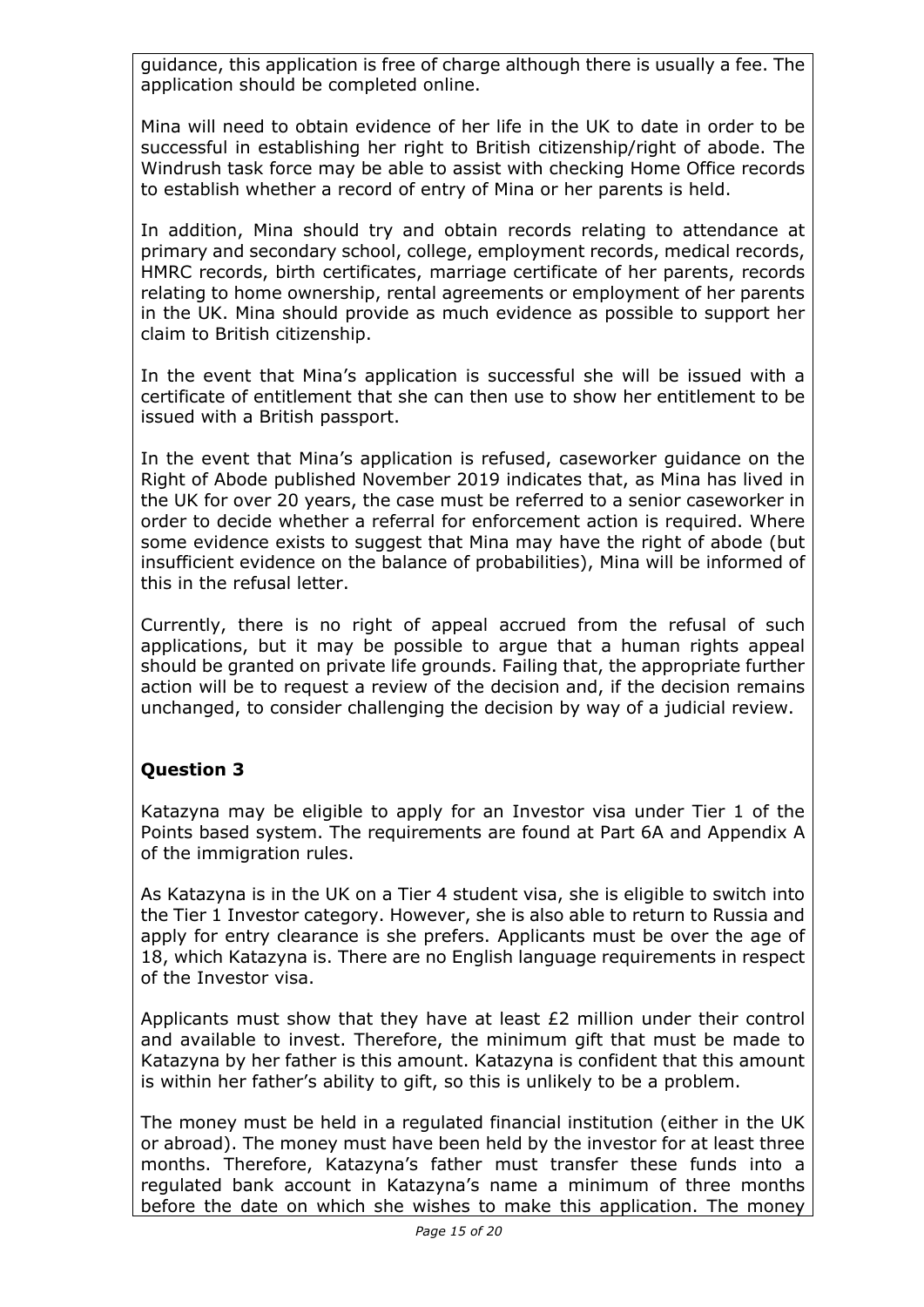guidance, this application is free of charge although there is usually a fee. The application should be completed online.

Mina will need to obtain evidence of her life in the UK to date in order to be successful in establishing her right to British citizenship/right of abode. The Windrush task force may be able to assist with checking Home Office records to establish whether a record of entry of Mina or her parents is held.

In addition, Mina should try and obtain records relating to attendance at primary and secondary school, college, employment records, medical records, HMRC records, birth certificates, marriage certificate of her parents, records relating to home ownership, rental agreements or employment of her parents in the UK. Mina should provide as much evidence as possible to support her claim to British citizenship.

In the event that Mina's application is successful she will be issued with a certificate of entitlement that she can then use to show her entitlement to be issued with a British passport.

In the event that Mina's application is refused, caseworker guidance on the Right of Abode published November 2019 indicates that, as Mina has lived in the UK for over 20 years, the case must be referred to a senior caseworker in order to decide whether a referral for enforcement action is required. Where some evidence exists to suggest that Mina may have the right of abode (but insufficient evidence on the balance of probabilities), Mina will be informed of this in the refusal letter.

Currently, there is no right of appeal accrued from the refusal of such applications, but it may be possible to argue that a human rights appeal should be granted on private life grounds. Failing that, the appropriate further action will be to request a review of the decision and, if the decision remains unchanged, to consider challenging the decision by way of a judicial review.

## Question 3

Katazyna may be eligible to apply for an Investor visa under Tier 1 of the Points based system. The requirements are found at Part 6A and Appendix A of the immigration rules.

As Katazyna is in the UK on a Tier 4 student visa, she is eligible to switch into the Tier 1 Investor category. However, she is also able to return to Russia and apply for entry clearance is she prefers. Applicants must be over the age of 18, which Katazyna is. There are no English language requirements in respect of the Investor visa.

Applicants must show that they have at least £2 million under their control and available to invest. Therefore, the minimum gift that must be made to Katazyna by her father is this amount. Katazyna is confident that this amount is within her father's ability to gift, so this is unlikely to be a problem.

The money must be held in a regulated financial institution (either in the UK or abroad). The money must have been held by the investor for at least three months. Therefore, Katazyna's father must transfer these funds into a regulated bank account in Katazyna's name a minimum of three months before the date on which she wishes to make this application. The money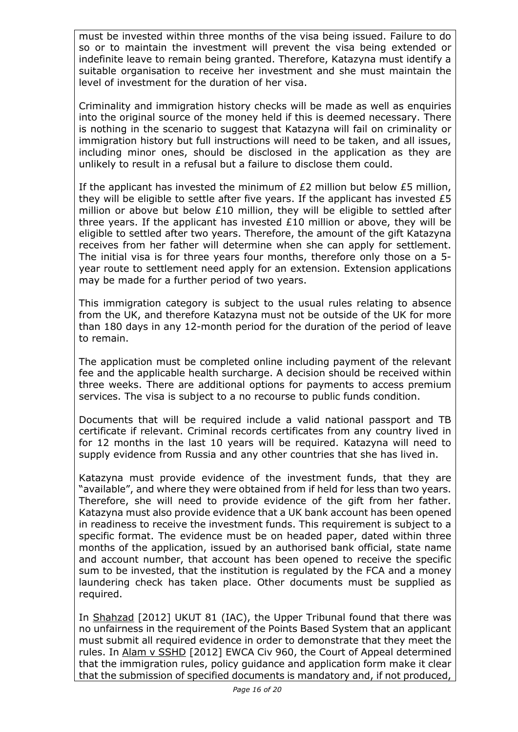must be invested within three months of the visa being issued. Failure to do so or to maintain the investment will prevent the visa being extended or indefinite leave to remain being granted. Therefore, Katazyna must identify a suitable organisation to receive her investment and she must maintain the level of investment for the duration of her visa.

Criminality and immigration history checks will be made as well as enquiries into the original source of the money held if this is deemed necessary. There is nothing in the scenario to suggest that Katazyna will fail on criminality or immigration history but full instructions will need to be taken, and all issues, including minor ones, should be disclosed in the application as they are unlikely to result in a refusal but a failure to disclose them could.

If the applicant has invested the minimum of £2 million but below £5 million, they will be eligible to settle after five years. If the applicant has invested £5 million or above but below £10 million, they will be eligible to settled after three years. If the applicant has invested £10 million or above, they will be eligible to settled after two years. Therefore, the amount of the gift Katazyna receives from her father will determine when she can apply for settlement. The initial visa is for three years four months, therefore only those on a 5-year route to settlement need apply for an extension. Extension applications may be made for a further period of two years.

This immigration category is subject to the usual rules relating to absence from the UK, and therefore Katazyna must not be outside of the UK for more than 180 days in any 12-month period for the duration of the period of leave to remain.

The application must be completed online including payment of the relevant fee and the applicable health surcharge. A decision should be received within three weeks. There are additional options for payments to access premium services. The visa is subject to a no recourse to public funds condition.

Documents that will be required include a valid national passport and TB certificate if relevant. Criminal records certificates from any country lived in for 12 months in the last 10 years will be required. Katazyna will need to supply evidence from Russia and any other countries that she has lived in.

Katazyna must provide evidence of the investment funds, that they are "available", and where they were obtained from if held for less than two years. Therefore, she will need to provide evidence of the gift from her father. Katazyna must also provide evidence that a UK bank account has been opened in readiness to receive the investment funds. This requirement is subject to a specific format. The evidence must be on headed paper, dated within three months of the application, issued by an authorised bank official, state name and account number, that account has been opened to receive the specific sum to be invested, that the institution is regulated by the FCA and a money laundering check has taken place. Other documents must be supplied as required.

In Shahzad [2012] UKUT 81 (IAC), the Upper Tribunal found that there was no unfairness in the requirement of the Points Based System that an applicant must submit all required evidence in order to demonstrate that they meet the rules. In Alam v SSHD [2012] EWCA Civ 960, the Court of Appeal determined that the immigration rules, policy guidance and application form make it clear that the submission of specified documents is mandatory and, if not produced,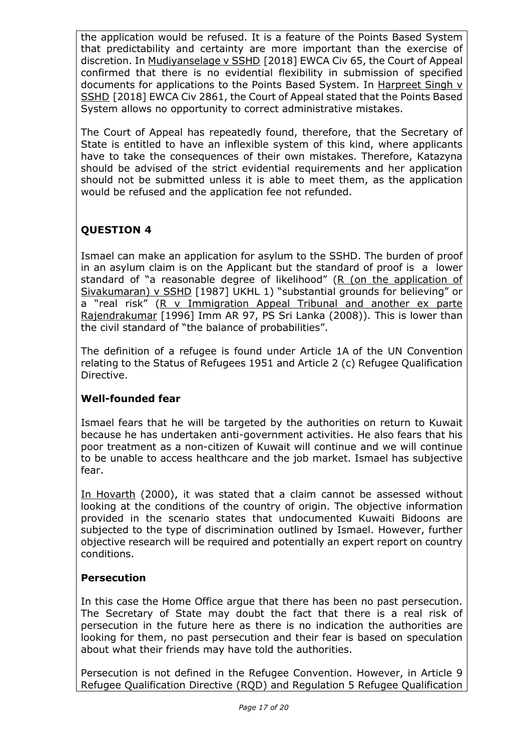the application would be refused. It is a feature of the Points Based System that predictability and certainty are more important than the exercise of discretion. In Mudiyanselage v SSHD [2018] EWCA Civ 65, the Court of Appeal confirmed that there is no evidential flexibility in submission of specified documents for applications to the Points Based System. In Harpreet Singh v SSHD [2018] EWCA Civ 2861, the Court of Appeal stated that the Points Based System allows no opportunity to correct administrative mistakes.

The Court of Appeal has repeatedly found, therefore, that the Secretary of State is entitled to have an inflexible system of this kind, where applicants have to take the consequences of their own mistakes. Therefore, Katazyna should be advised of the strict evidential requirements and her application should not be submitted unless it is able to meet them, as the application would be refused and the application fee not refunded.

## QUESTION 4

Ismael can make an application for asylum to the SSHD. The burden of proof in an asylum claim is on the Applicant but the standard of proof is a lower standard of "a reasonable degree of likelihood" (R (on the application of Sivakumaran) v SSHD [1987] UKHL 1) "substantial grounds for believing" or a "real risk" (R v Immigration Appeal Tribunal and another ex parte Rajendrakumar [1996] Imm AR 97, PS Sri Lanka (2008)). This is lower than the civil standard of "the balance of probabilities".

The definition of a refugee is found under Article 1A of the UN Convention relating to the Status of Refugees 1951 and Article 2 (c) Refugee Qualification Directive.

### Well-founded fear

Ismael fears that he will be targeted by the authorities on return to Kuwait because he has undertaken anti-government activities. He also fears that his poor treatment as a non-citizen of Kuwait will continue and we will continue to be unable to access healthcare and the job market. Ismael has subjective fear.

In Hovarth (2000), it was stated that a claim cannot be assessed without looking at the conditions of the country of origin. The objective information provided in the scenario states that undocumented Kuwaiti Bidoons are subjected to the type of discrimination outlined by Ismael. However, further objective research will be required and potentially an expert report on country conditions.

### Persecution

In this case the Home Office argue that there has been no past persecution. The Secretary of State may doubt the fact that there is a real risk of persecution in the future here as there is no indication the authorities are looking for them, no past persecution and their fear is based on speculation about what their friends may have told the authorities.

Persecution is not defined in the Refugee Convention. However, in Article 9 Refugee Qualification Directive (RQD) and Regulation 5 Refugee Qualification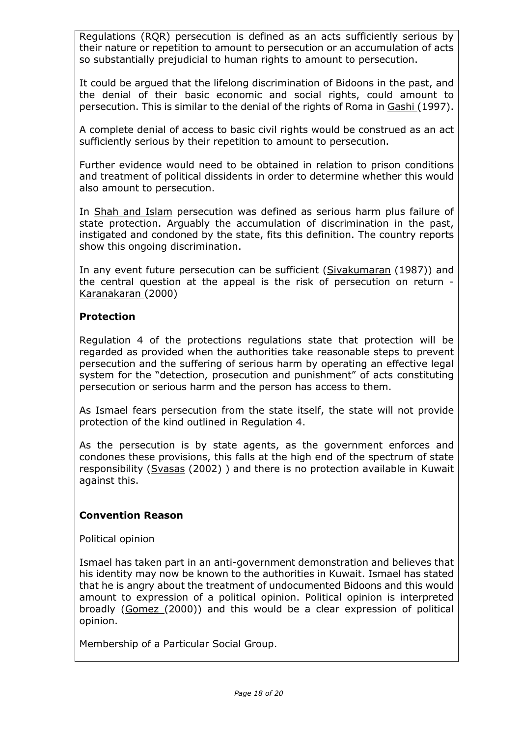Regulations (RQR) persecution is defined as an acts sufficiently serious by their nature or repetition to amount to persecution or an accumulation of acts so substantially prejudicial to human rights to amount to persecution.

It could be argued that the lifelong discrimination of Bidoons in the past, and the denial of their basic economic and social rights, could amount to persecution. This is similar to the denial of the rights of Roma in Gashi (1997).

A complete denial of access to basic civil rights would be construed as an act sufficiently serious by their repetition to amount to persecution.

Further evidence would need to be obtained in relation to prison conditions and treatment of political dissidents in order to determine whether this would also amount to persecution.

In Shah and Islam persecution was defined as serious harm plus failure of state protection. Arguably the accumulation of discrimination in the past, instigated and condoned by the state, fits this definition. The country reports show this ongoing discrimination.

In any event future persecution can be sufficient (Sivakumaran (1987)) and the central question at the appeal is the risk of persecution on return - Karanakaran (2000)

**Protection**

Regulation 4 of the protections regulations state that protection will be regarded as provided when the authorities take reasonable steps to prevent persecution and the suffering of serious harm by operating an effective legal system for the "detection, prosecution and punishment" of acts constituting persecution or serious harm and the person has access to them.

As Ismael fears persecution from the state itself, the state will not provide protection of the kind outlined in Regulation 4.

As the persecution is by state agents, as the government enforces and condones these provisions, this falls at the high end of the spectrum of state responsibility (Svasas (2002) ) and there is no protection available in Kuwait against this.

**Convention Reason**

Political opinion

Ismael has taken part in an anti-government demonstration and believes that his identity may now be known to the authorities in Kuwait. Ismael has stated that he is angry about the treatment of undocumented Bidoons and this would amount to expression of a political opinion. Political opinion is interpreted broadly (Gomez (2000)) and this would be a clear expression of political opinion.

Membership of a Particular Social Group.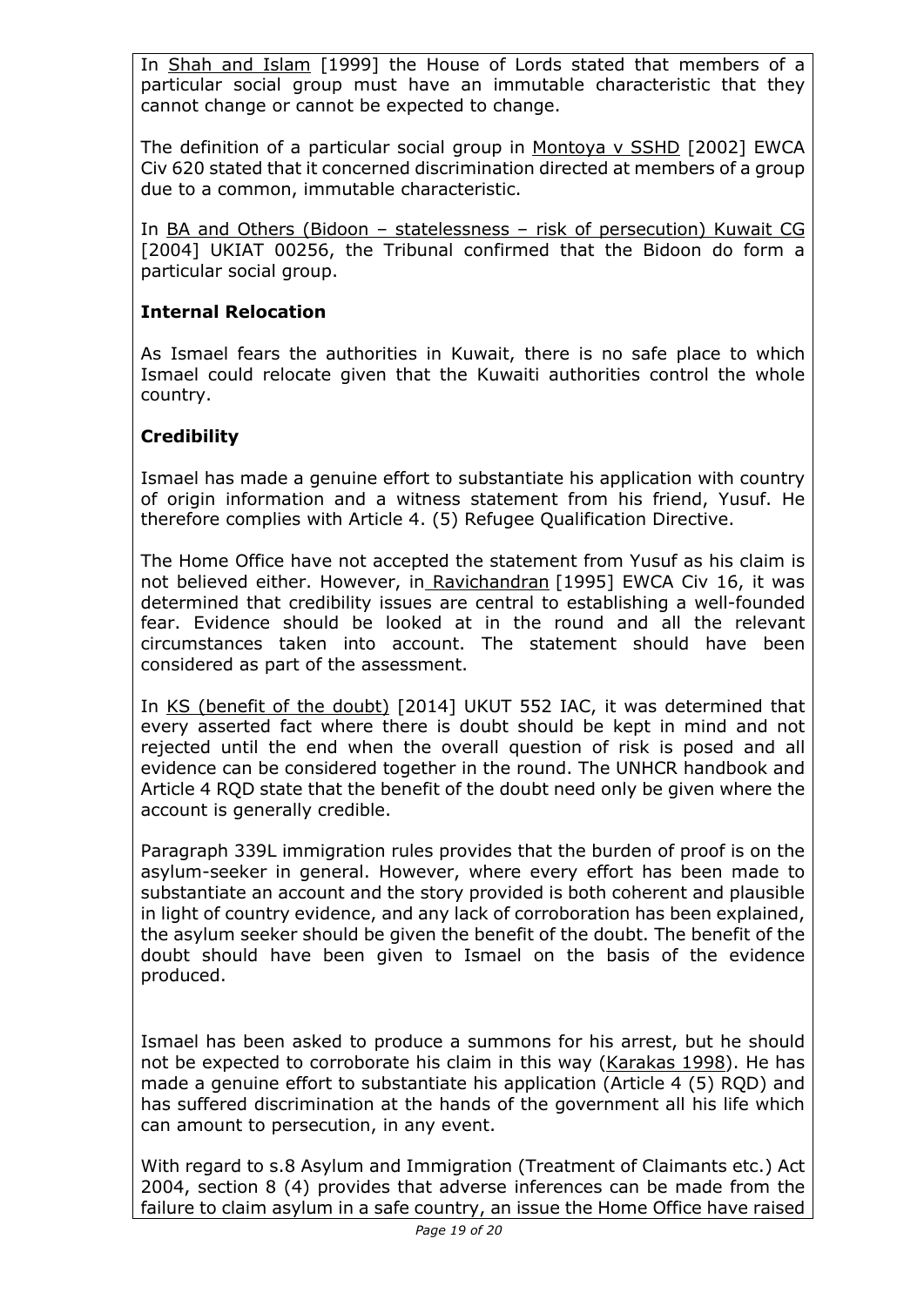In Shah and Islam [1999] the House of Lords stated that members of a particular social group must have an immutable characteristic that they cannot change or cannot be expected to change.

The definition of a particular social group in Montoya v SSHD [2002] EWCA Civ 620 stated that it concerned discrimination directed at members of a group due to a common, immutable characteristic.

In BA and Others (Bidoon – statelessness – risk of persecution) Kuwait CG [2004] UKIAT 00256, the Tribunal confirmed that the Bidoon do form a particular social group.

**Internal Relocation**

As Ismael fears the authorities in Kuwait, there is no safe place to which Ismael could relocate given that the Kuwaiti authorities control the whole country.

**Credibility**

Ismael has made a genuine effort to substantiate his application with country of origin information and a witness statement from his friend, Yusuf. He therefore complies with Article 4. (5) Refugee Qualification Directive.

The Home Office have not accepted the statement from Yusuf as his claim is not believed either. However, in Ravichandran [1995] EWCA Civ 16, it was determined that credibility issues are central to establishing a well-founded fear. Evidence should be looked at in the round and all the relevant circumstances taken into account. The statement should have been considered as part of the assessment.

In KS (benefit of the doubt) [2014] UKUT 552 IAC, it was determined that every asserted fact where there is doubt should be kept in mind and not rejected until the end when the overall question of risk is posed and all evidence can be considered together in the round. The UNHCR handbook and Article 4 RQD state that the benefit of the doubt need only be given where the account is generally credible.

Paragraph 339L immigration rules provides that the burden of proof is on the asylum-seeker in general. However, where every effort has been made to substantiate an account and the story provided is both coherent and plausible in light of country evidence, and any lack of corroboration has been explained, the asylum seeker should be given the benefit of the doubt. The benefit of the doubt should have been given to Ismael on the basis of the evidence produced.

Ismael has been asked to produce a summons for his arrest, but he should not be expected to corroborate his claim in this way (Karakas 1998). He has made a genuine effort to substantiate his application (Article 4 (5) RQD) and has suffered discrimination at the hands of the government all his life which can amount to persecution, in any event.

With regard to s.8 Asylum and Immigration (Treatment of Claimants etc.) Act 2004, section 8 (4) provides that adverse inferences can be made from the failure to claim asylum in a safe country, an issue the Home Office have raised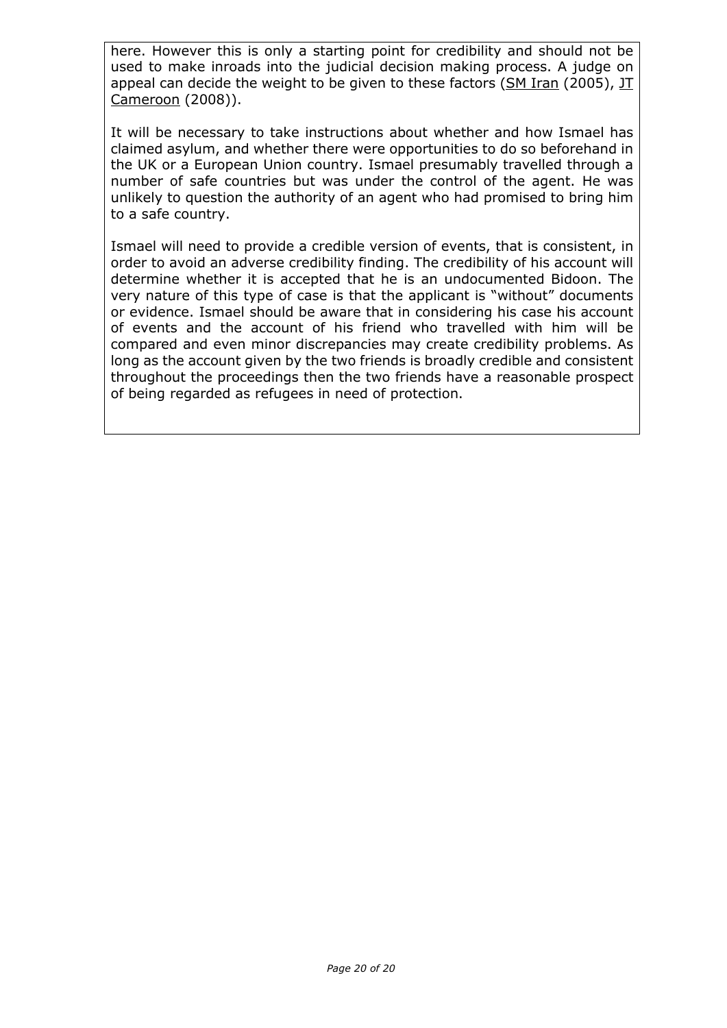here. However this is only a starting point for credibility and should not be used to make inroads into the judicial decision making process. A judge on appeal can decide the weight to be given to these factors (SM Iran (2005), JT Cameroon (2008)).

It will be necessary to take instructions about whether and how Ismael has claimed asylum, and whether there were opportunities to do so beforehand in the UK or a European Union country. Ismael presumably travelled through a number of safe countries but was under the control of the agent. He was unlikely to question the authority of an agent who had promised to bring him to a safe country.

Ismael will need to provide a credible version of events, that is consistent, in order to avoid an adverse credibility finding. The credibility of his account will determine whether it is accepted that he is an undocumented Bidoon. The very nature of this type of case is that the applicant is "without" documents or evidence. Ismael should be aware that in considering his case his account of events and the account of his friend who travelled with him will be compared and even minor discrepancies may create credibility problems. As long as the account given by the two friends is broadly credible and consistent throughout the proceedings then the two friends have a reasonable prospect of being regarded as refugees in need of protection.